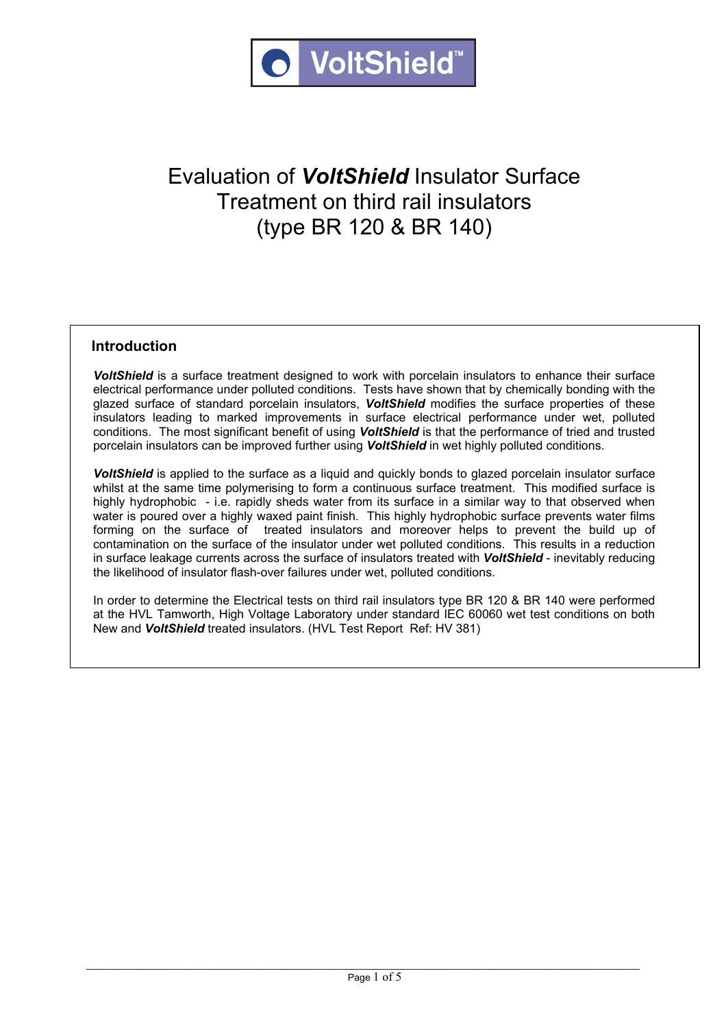VoltShield™

# Evaluation of ***VoltShield*** Insulator Surface Treatment on third rail insulators (type BR 120 & BR 140)

## Introduction

***VoltShield*** is a surface treatment designed to work with porcelain insulators to enhance their surface electrical performance under polluted conditions. Tests have shown that by chemically bonding with the glazed surface of standard porcelain insulators, ***VoltShield*** modifies the surface properties of these insulators leading to marked improvements in surface electrical performance under wet, polluted conditions. The most significant benefit of using ***VoltShield*** is that the performance of tried and trusted porcelain insulators can be improved further using ***VoltShield*** in wet highly polluted conditions.

***VoltShield*** is applied to the surface as a liquid and quickly bonds to glazed porcelain insulator surface whilst at the same time polymerising to form a continuous surface treatment. This modified surface is highly hydrophobic - i.e. rapidly sheds water from its surface in a similar way to that observed when water is poured over a highly waxed paint finish. This highly hydrophobic surface prevents water films forming on the surface of treated insulators and moreover helps to prevent the build up of contamination on the surface of the insulator under wet polluted conditions. This results in a reduction in surface leakage currents across the surface of insulators treated with ***VoltShield*** - inevitably reducing the likelihood of insulator flash-over failures under wet, polluted conditions.

In order to determine the Electrical tests on third rail insulators type BR 120 & BR 140 were performed at the HVL Tamworth, High Voltage Laboratory under standard IEC 60060 wet test conditions on both New and ***VoltShield*** treated insulators. (HVL Test Report Ref: HV 381)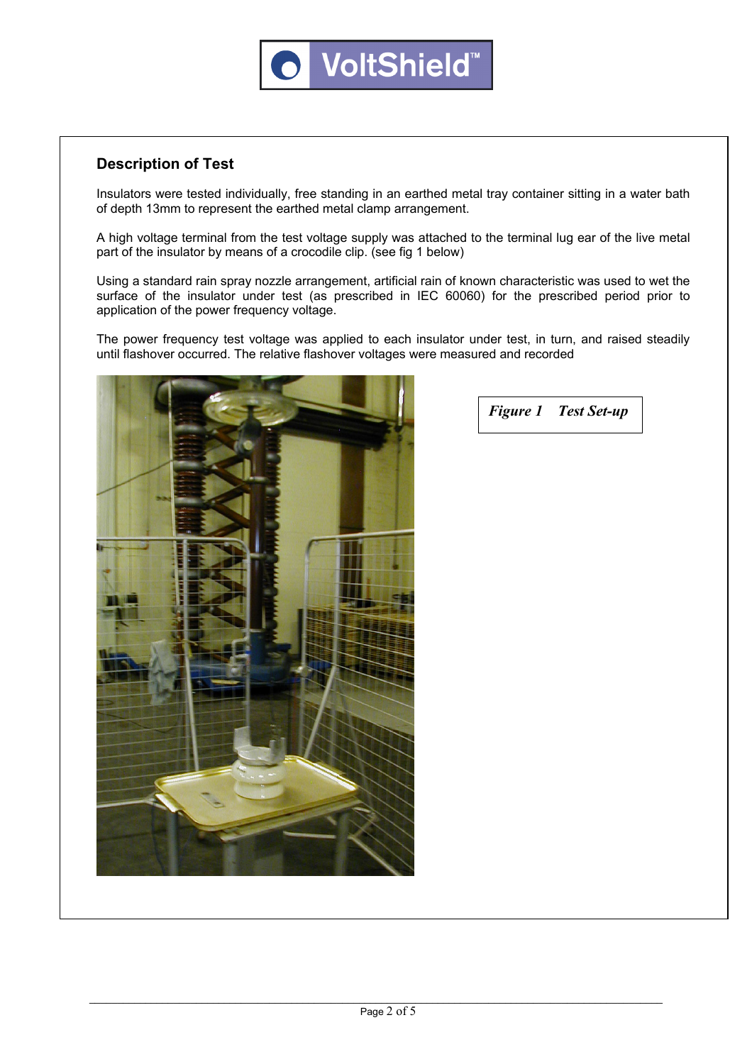## Description of Test

Insulators were tested individually, free standing in an earthed metal tray container sitting in a water bath of depth 13mm to represent the earthed metal clamp arrangement.

A high voltage terminal from the test voltage supply was attached to the terminal lug ear of the live metal part of the insulator by means of a crocodile clip. (see fig 1 below)

Using a standard rain spray nozzle arrangement, artificial rain of known characteristic was used to wet the surface of the insulator under test (as prescribed in IEC 60060) for the prescribed period prior to application of the power frequency voltage.

The power frequency test voltage was applied to each insulator under test, in turn, and raised steadily until flashover occurred. The relative flashover voltages were measured and recorded

***Figure 1 Test Set-up***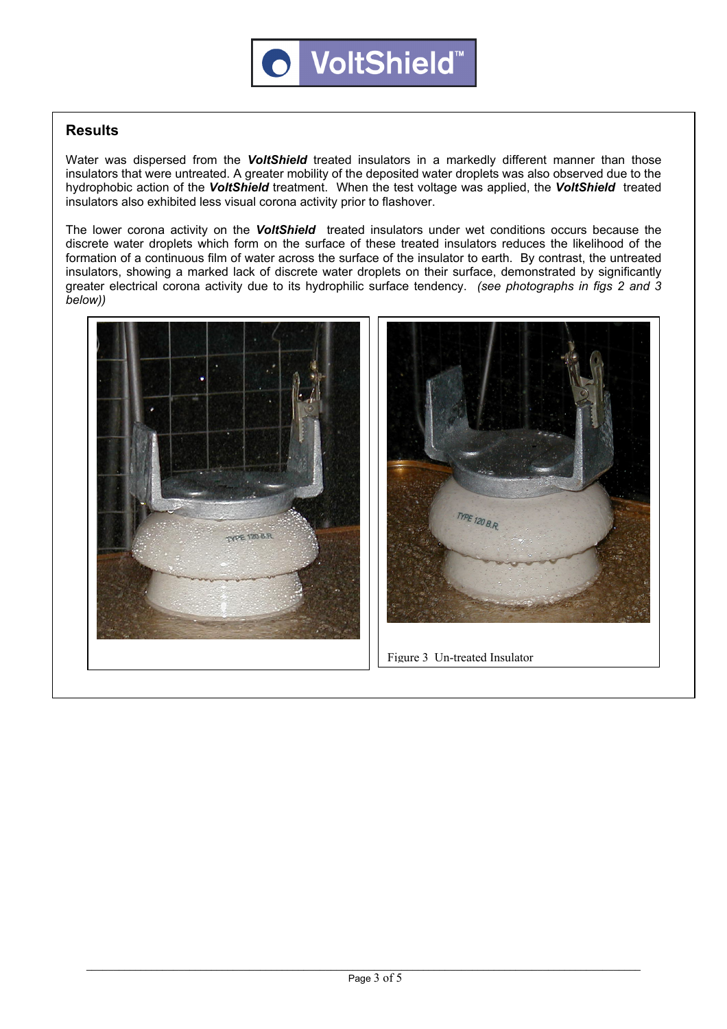## Results

Water was dispersed from the ***VoltShield*** treated insulators in a markedly different manner than those insulators that were untreated. A greater mobility of the deposited water droplets was also observed due to the hydrophobic action of the ***VoltShield*** treatment. When the test voltage was applied, the ***VoltShield*** treated insulators also exhibited less visual corona activity prior to flashover.

The lower corona activity on the ***VoltShield*** treated insulators under wet conditions occurs because the discrete water droplets which form on the surface of these treated insulators reduces the likelihood of the formation of a continuous film of water across the surface of the insulator to earth. By contrast, the untreated insulators, showing a marked lack of discrete water droplets on their surface, demonstrated by significantly greater electrical corona activity due to its hydrophilic surface tendency. *(see photographs in figs 2 and 3 below))*

Figure 3 Un-treated Insulator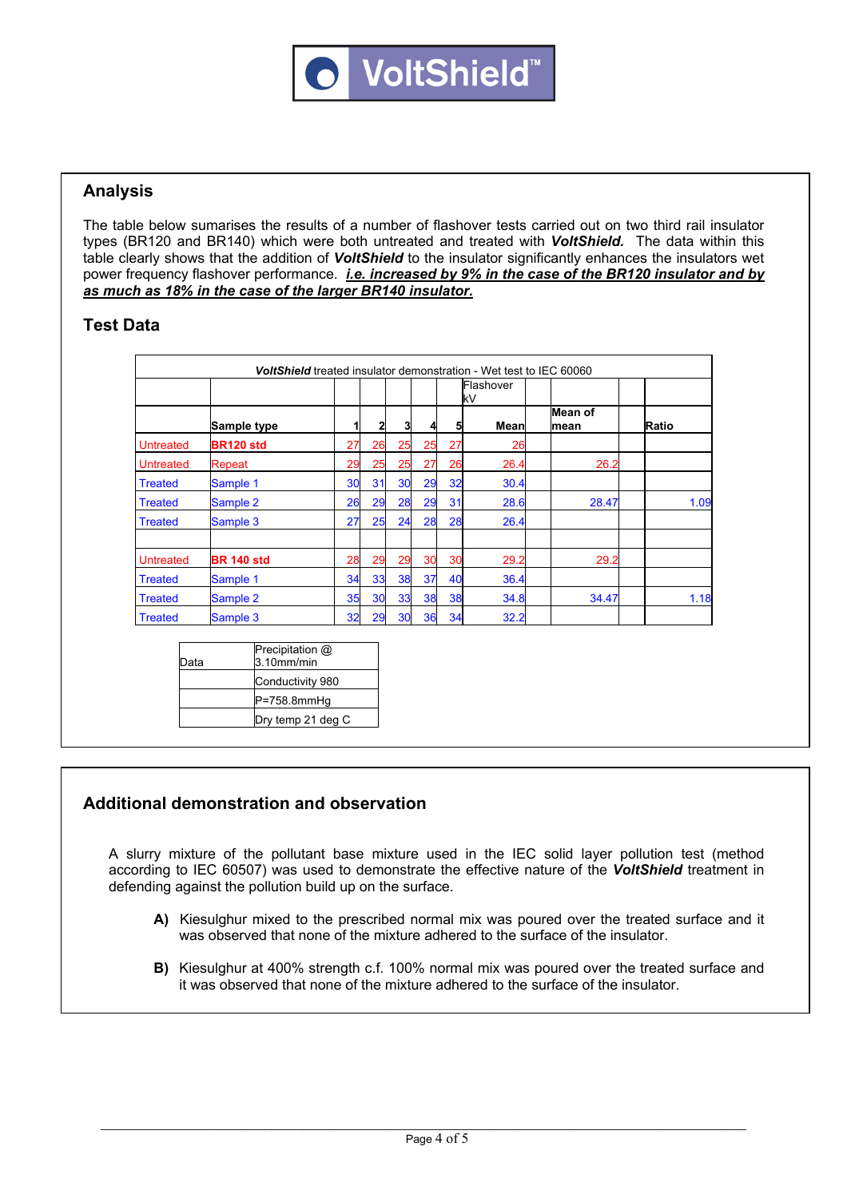VoltShield™

## Analysis

The table below sumarises the results of a number of flashover tests carried out on two third rail insulator types (BR120 and BR140) which were both untreated and treated with ***VoltShield.*** The data within this table clearly shows that the addition of ***VoltShield*** to the insulator significantly enhances the insulators wet power frequency flashover performance. ***i.e. increased by 9% in the case of the BR120 insulator and by as much as 18% in the case of the larger BR140 insulator.***

## Test Data

***VoltShield*** treated insulator demonstration - Wet test to IEC 60060

| | | | | | | | Flashover kV | | | | |
|---|---|---|---|---|---|---|---|---|---|---|---|
| | **Sample type** | **1** | **2** | **3** | **4** | **5** | **Mean** | **Mean of mean** | | **Ratio** |
| Untreated | **BR120 std** | 27 | 26 | 25 | 25 | 27 | 26 | | | |
| Untreated | Repeat | 29 | 25 | 25 | 27 | 26 | 26.4 | 26.2 | | |
| Treated | Sample 1 | 30 | 31 | 30 | 29 | 32 | 30.4 | | | |
| Treated | Sample 2 | 26 | 29 | 28 | 29 | 31 | 28.6 | 28.47 | | 1.09 |
| Treated | Sample 3 | 27 | 25 | 24 | 28 | 28 | 26.4 | | | |
| | | | | | | | | | | |
| Untreated | **BR 140 std** | 28 | 29 | 29 | 30 | 30 | 29.2 | 29.2 | | |
| Treated | Sample 1 | 34 | 33 | 38 | 37 | 40 | 36.4 | | | |
| Treated | Sample 2 | 35 | 30 | 33 | 38 | 38 | 34.8 | 34.47 | | 1.18 |
| Treated | Sample 3 | 32 | 29 | 30 | 36 | 34 | 32.2 | | | |

| Data | Precipitation @ 3.10mm/min |
|---|---|
| | Conductivity 980 |
| | P=758.8mmHg |
| | Dry temp 21 deg C |

## Additional demonstration and observation

A slurry mixture of the pollutant base mixture used in the IEC solid layer pollution test (method according to IEC 60507) was used to demonstrate the effective nature of the ***VoltShield*** treatment in defending against the pollution build up on the surface.

**A)** Kiesulghur mixed to the prescribed normal mix was poured over the treated surface and it was observed that none of the mixture adhered to the surface of the insulator.

**B)** Kiesulghur at 400% strength c.f. 100% normal mix was poured over the treated surface and it was observed that none of the mixture adhered to the surface of the insulator.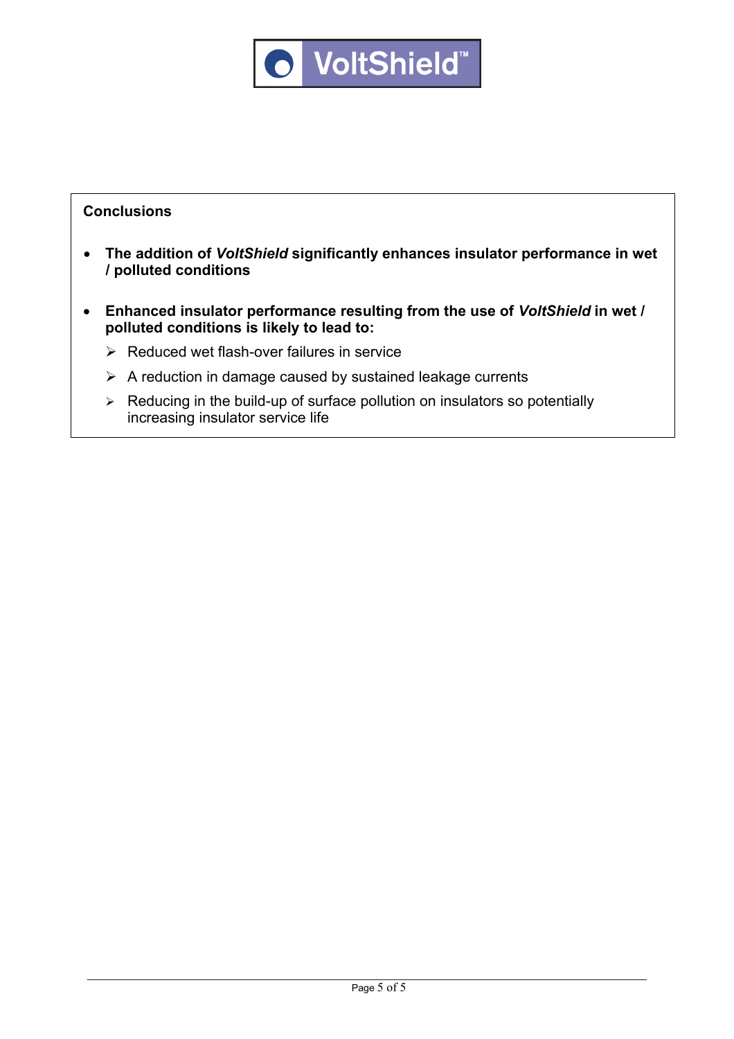VoltShield™

## Conclusions

- **The addition of *VoltShield* significantly enhances insulator performance in wet / polluted conditions**

- **Enhanced insulator performance resulting from the use of *VoltShield* in wet / polluted conditions is likely to lead to:**
  - Reduced wet flash-over failures in service
  - A reduction in damage caused by sustained leakage currents
  - Reducing in the build-up of surface pollution on insulators so potentially increasing insulator service life